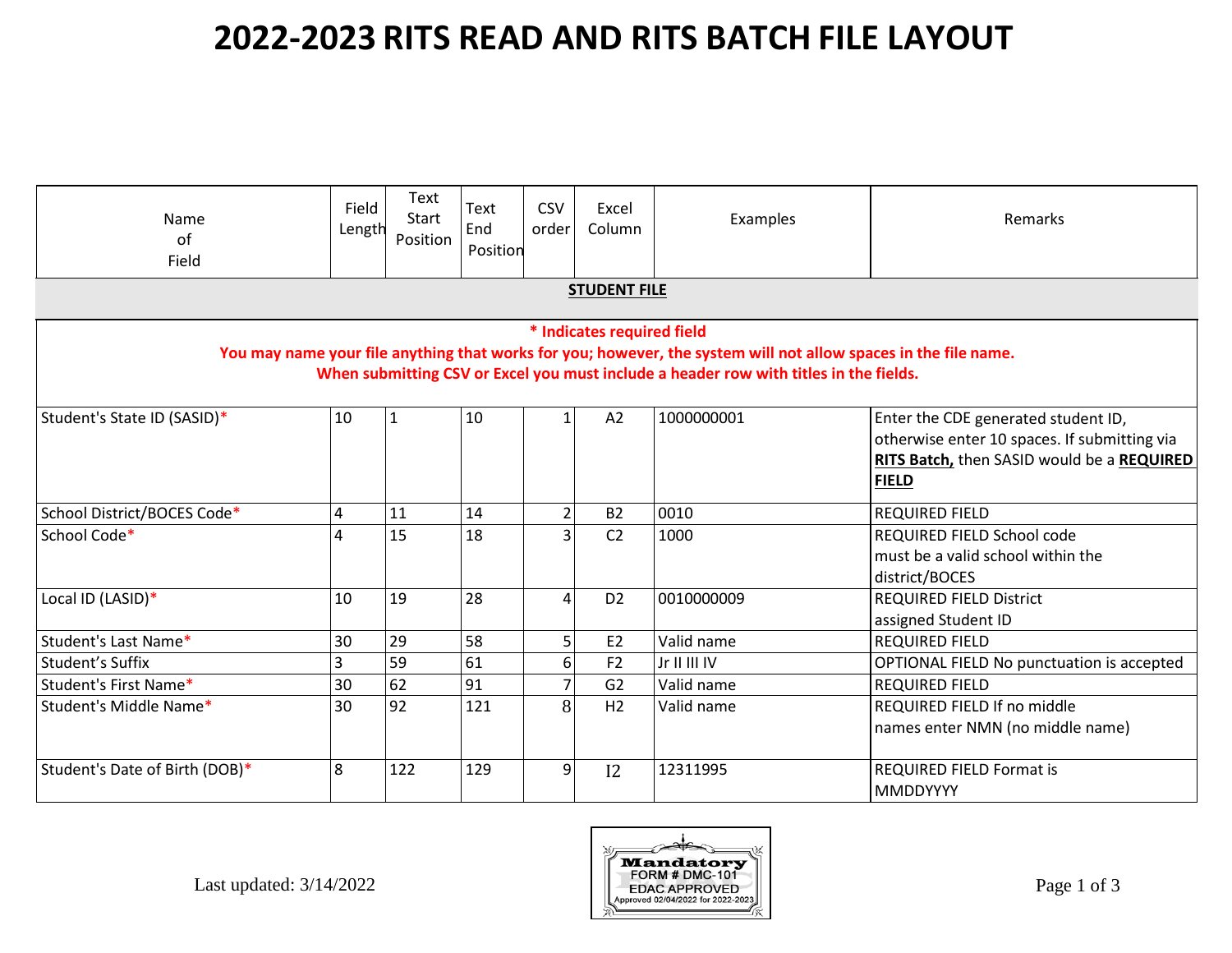# 2022-2023 RITS READ AND RITS BATCH FILE LAYOUT

| Name of Field | Field Length | Text Start Position | Text End Position | CSV order | Excel Column | Examples | Remarks |
|---|---|---|---|---|---|---|---|
| **STUDENT FILE** | | | | | | | |
| **\* Indicates required field** **You may name your file anything that works for you; however, the system will not allow spaces in the file name.** **When submitting CSV or Excel you must include a header row with titles in the fields.** | | | | | | | |
| Student's State ID (SASID)* | 10 | 1 | 10 | 1 | A2 | 1000000001 | Enter the CDE generated student ID, otherwise enter 10 spaces. If submitting via **RITS Batch,** then SASID would be a **REQUIRED FIELD** |
| School District/BOCES Code* | 4 | 11 | 14 | 2 | B2 | 0010 | REQUIRED FIELD |
| School Code* | 4 | 15 | 18 | 3 | C2 | 1000 | REQUIRED FIELD School code must be a valid school within the district/BOCES |
| Local ID (LASID)* | 10 | 19 | 28 | 4 | D2 | 0010000009 | REQUIRED FIELD District assigned Student ID |
| Student's Last Name* | 30 | 29 | 58 | 5 | E2 | Valid name | REQUIRED FIELD |
| Student's Suffix | 3 | 59 | 61 | 6 | F2 | Jr II III IV | OPTIONAL FIELD No punctuation is accepted |
| Student's First Name* | 30 | 62 | 91 | 7 | G2 | Valid name | REQUIRED FIELD |
| Student's Middle Name* | 30 | 92 | 121 | 8 | H2 | Valid name | REQUIRED FIELD If no middle names enter NMN (no middle name) |
| Student's Date of Birth (DOB)* | 8 | 122 | 129 | 9 | I2 | 12311995 | REQUIRED FIELD Format is MMDDYYYY |

Last updated: 3/14/2022

Mandatory FORM # DMC-101 EDAC APPROVED Approved 02/04/2022 for 2022-2023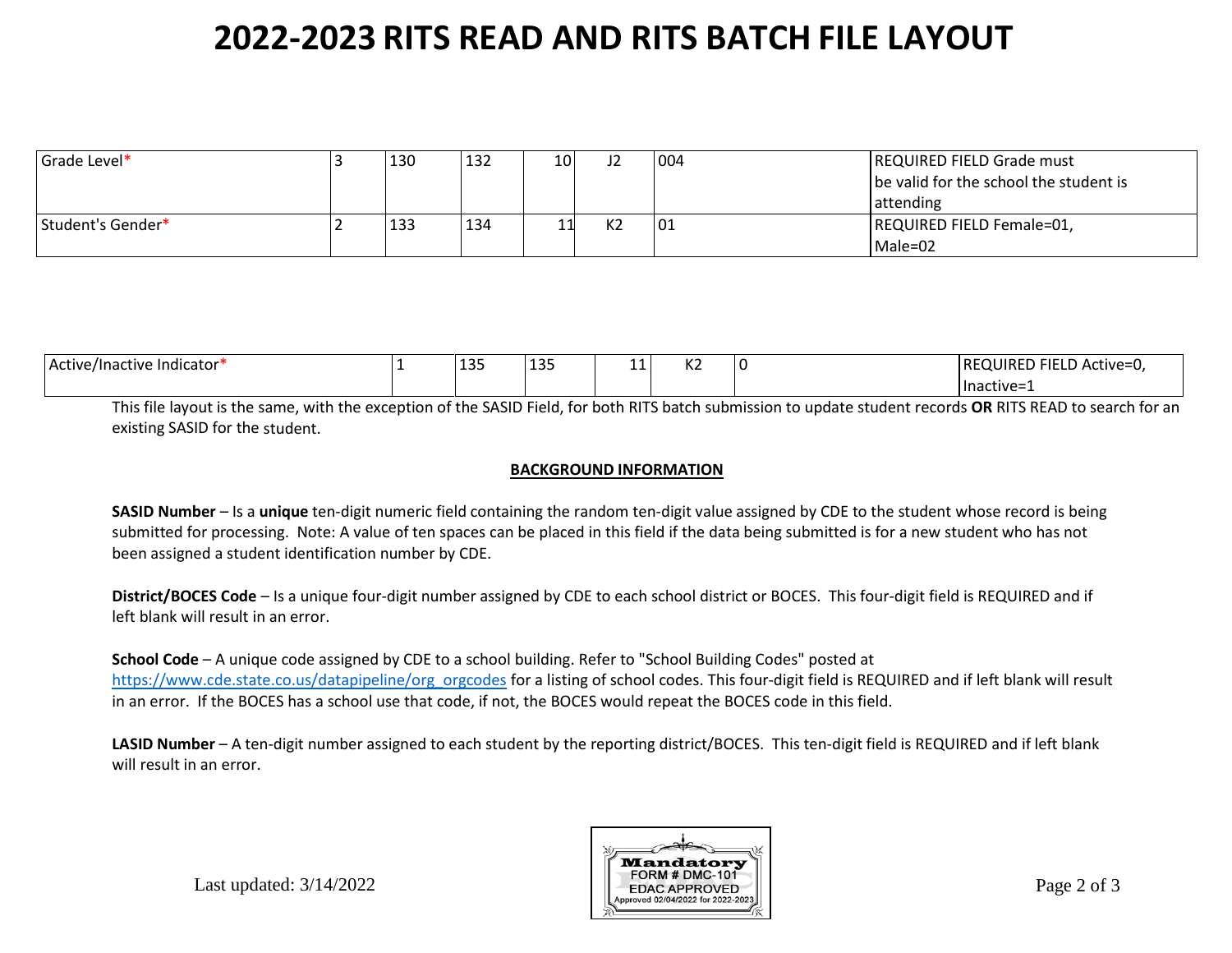# 2022-2023 RITS READ AND RITS BATCH FILE LAYOUT

| | | | | | | | |
|---|---|---|---|---|---|---|---|
| Grade Level* | 3 | 130 | 132 | 10 | J2 | 004 | REQUIRED FIELD Grade must be valid for the school the student is attending |
| Student's Gender* | 2 | 133 | 134 | 11 | K2 | 01 | REQUIRED FIELD Female=01, Male=02 |
| Active/Inactive Indicator* | 1 | 135 | 135 | 11 | K2 | 0 | REQUIRED FIELD Active=0, Inactive=1 |

This file layout is the same, with the exception of the SASID Field, for both RITS batch submission to update student records **OR** RITS READ to search for an existing SASID for the student.

**BACKGROUND INFORMATION**

**SASID Number** – Is a **unique** ten-digit numeric field containing the random ten-digit value assigned by CDE to the student whose record is being submitted for processing. Note: A value of ten spaces can be placed in this field if the data being submitted is for a new student who has not been assigned a student identification number by CDE.

**District/BOCES Code** – Is a unique four-digit number assigned by CDE to each school district or BOCES. This four-digit field is REQUIRED and if left blank will result in an error.

**School Code** – A unique code assigned by CDE to a school building. Refer to "School Building Codes" posted at https://www.cde.state.co.us/datapipeline/org_orgcodes for a listing of school codes. This four-digit field is REQUIRED and if left blank will result in an error. If the BOCES has a school use that code, if not, the BOCES would repeat the BOCES code in this field.

**LASID Number** – A ten-digit number assigned to each student by the reporting district/BOCES. This ten-digit field is REQUIRED and if left blank will result in an error.

Last updated: 3/14/2022

Mandatory FORM # DMC-101 EDAC APPROVED Approved 02/04/2022 for 2022-2023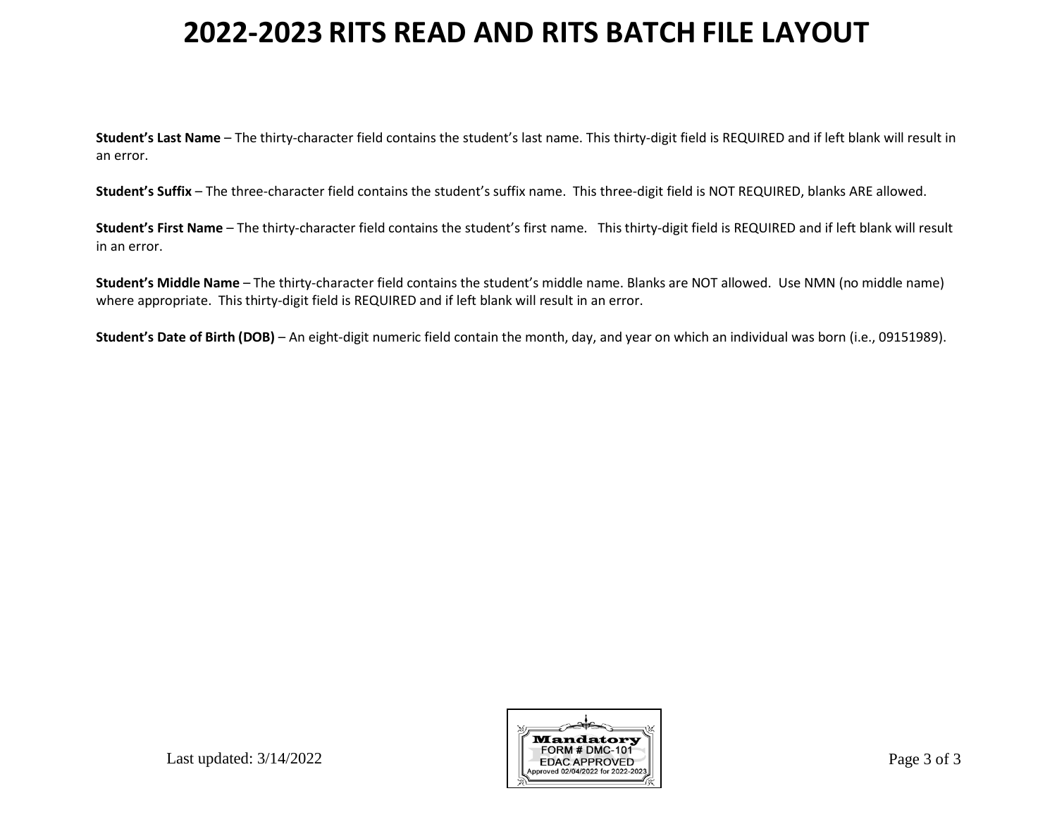# 2022-2023 RITS READ AND RITS BATCH FILE LAYOUT

**Student's Last Name** – The thirty-character field contains the student's last name. This thirty-digit field is REQUIRED and if left blank will result in an error.

**Student's Suffix** – The three-character field contains the student's suffix name. This three-digit field is NOT REQUIRED, blanks ARE allowed.

**Student's First Name** – The thirty-character field contains the student's first name. This thirty-digit field is REQUIRED and if left blank will result in an error.

**Student's Middle Name** – The thirty-character field contains the student's middle name. Blanks are NOT allowed. Use NMN (no middle name) where appropriate. This thirty-digit field is REQUIRED and if left blank will result in an error.

**Student's Date of Birth (DOB)** – An eight-digit numeric field contain the month, day, and year on which an individual was born (i.e., 09151989).

Last updated: 3/14/2022

Mandatory
FORM # DMC-101
EDAC APPROVED
Approved 02/04/2022 for 2022-2023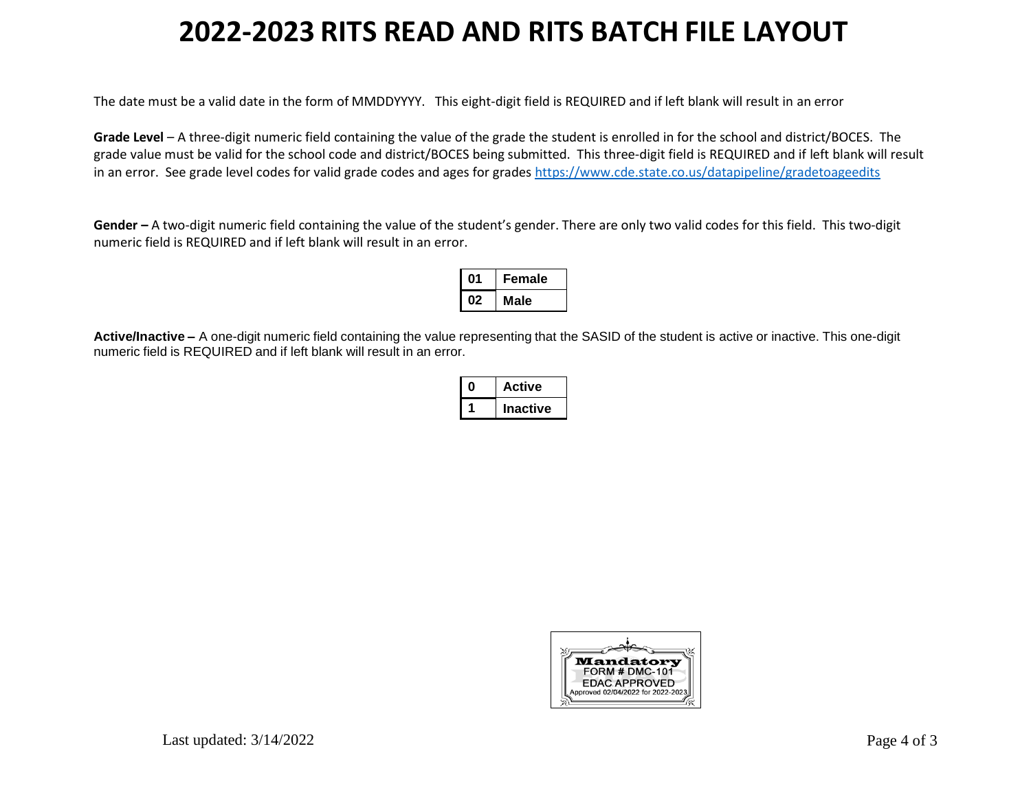The date must be a valid date in the form of MMDDYYYY. This eight-digit field is REQUIRED and if left blank will result in an error

**Grade Level** – A three-digit numeric field containing the value of the grade the student is enrolled in for the school and district/BOCES. The grade value must be valid for the school code and district/BOCES being submitted. This three-digit field is REQUIRED and if left blank will result in an error. See grade level codes for valid grade codes and ages for grades https://www.cde.state.co.us/datapipeline/gradetoageedits

**Gender –** A two-digit numeric field containing the value of the student's gender. There are only two valid codes for this field. This two-digit numeric field is REQUIRED and if left blank will result in an error.

| | |
|---|---|
| **01** | **Female** |
| **02** | **Male** |

**Active/Inactive –** A one-digit numeric field containing the value representing that the SASID of the student is active or inactive. This one-digit numeric field is REQUIRED and if left blank will result in an error.

| | |
|---|---|
| **0** | **Active** |
| **1** | **Inactive** |

Mandatory
FORM # DMC-101
EDAC APPROVED
Approved 02/04/2022 for 2022-2023

Last updated: 3/14/2022